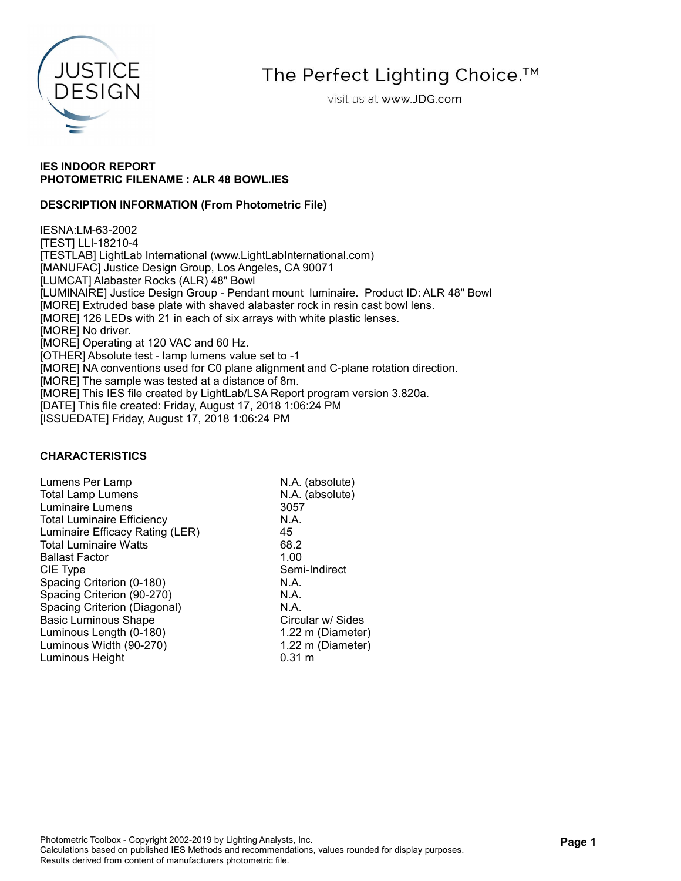The Perfect Lighting Choice.™

visit us at www.JDG.com

**IES INDOOR REPORT**
**PHOTOMETRIC FILENAME : ALR 48 BOWL.IES**

**DESCRIPTION INFORMATION (From Photometric File)**

IESNA:LM-63-2002
[TEST] LLI-18210-4
[TESTLAB] LightLab International (www.LightLabInternational.com)
[MANUFAC] Justice Design Group, Los Angeles, CA 90071
[LUMCAT] Alabaster Rocks (ALR) 48" Bowl
[LUMINAIRE] Justice Design Group - Pendant mount luminaire. Product ID: ALR 48" Bowl
[MORE] Extruded base plate with shaved alabaster rock in resin cast bowl lens.
[MORE] 126 LEDs with 21 in each of six arrays with white plastic lenses.
[MORE] No driver.
[MORE] Operating at 120 VAC and 60 Hz.
[OTHER] Absolute test - lamp lumens value set to -1
[MORE] NA conventions used for C0 plane alignment and C-plane rotation direction.
[MORE] The sample was tested at a distance of 8m.
[MORE] This IES file created by LightLab/LSA Report program version 3.820a.
[DATE] This file created: Friday, August 17, 2018 1:06:24 PM
[ISSUEDATE] Friday, August 17, 2018 1:06:24 PM

**CHARACTERISTICS**

| | |
|---|---|
| Lumens Per Lamp | N.A. (absolute) |
| Total Lamp Lumens | N.A. (absolute) |
| Luminaire Lumens | 3057 |
| Total Luminaire Efficiency | N.A. |
| Luminaire Efficacy Rating (LER) | 45 |
| Total Luminaire Watts | 68.2 |
| Ballast Factor | 1.00 |
| CIE Type | Semi-Indirect |
| Spacing Criterion (0-180) | N.A. |
| Spacing Criterion (90-270) | N.A. |
| Spacing Criterion (Diagonal) | N.A. |
| Basic Luminous Shape | Circular w/ Sides |
| Luminous Length (0-180) | 1.22 m (Diameter) |
| Luminous Width (90-270) | 1.22 m (Diameter) |
| Luminous Height | 0.31 m |

Photometric Toolbox - Copyright 2002-2019 by Lighting Analysts, Inc.
Calculations based on published IES Methods and recommendations, values rounded for display purposes.
Results derived from content of manufacturers photometric file.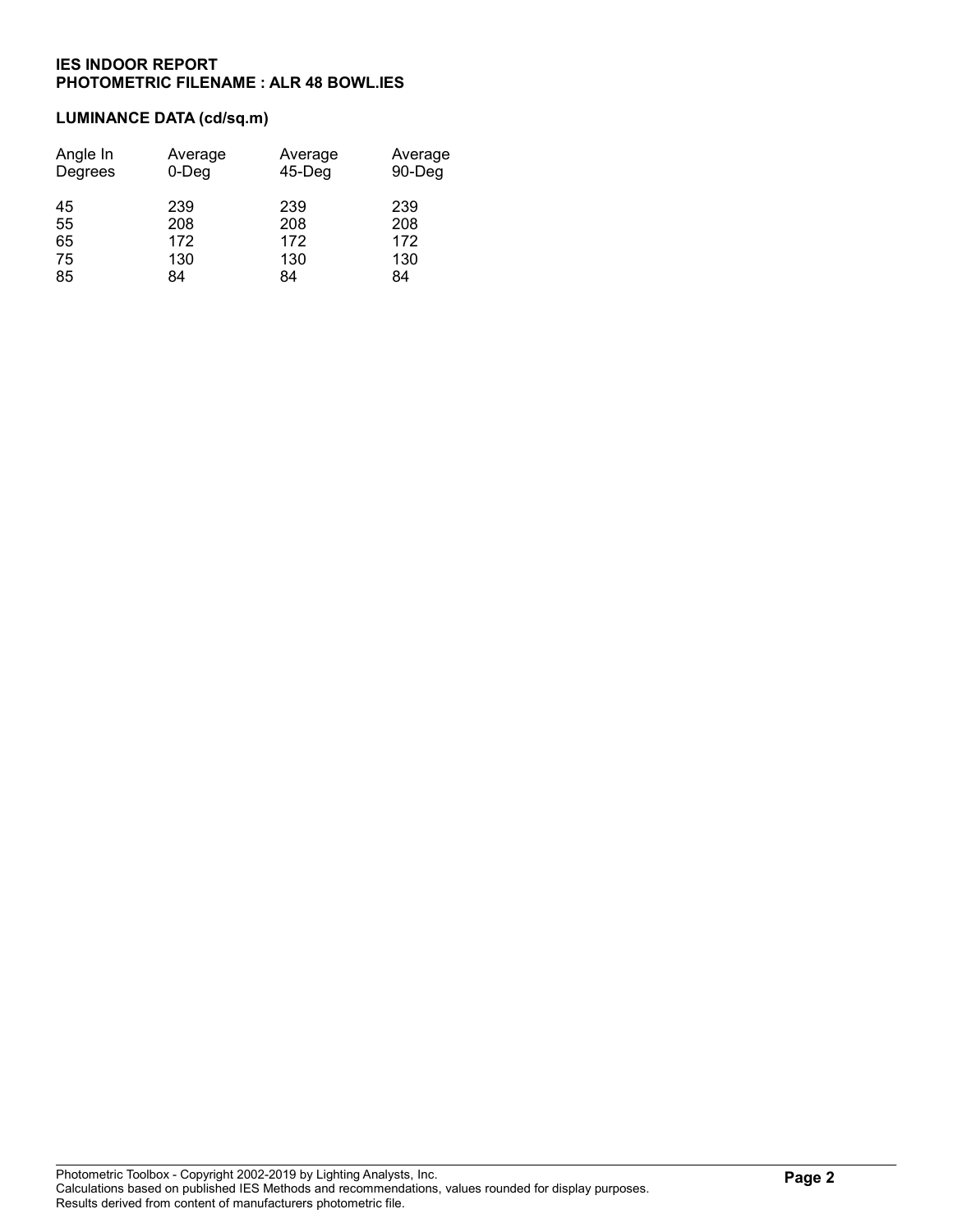**IES INDOOR REPORT**
**PHOTOMETRIC FILENAME : ALR 48 BOWL.IES**

**LUMINANCE DATA (cd/sq.m)**

| Angle In Degrees | Average 0-Deg | Average 45-Deg | Average 90-Deg |
|---|---|---|---|
| 45 | 239 | 239 | 239 |
| 55 | 208 | 208 | 208 |
| 65 | 172 | 172 | 172 |
| 75 | 130 | 130 | 130 |
| 85 | 84 | 84 | 84 |

Photometric Toolbox - Copyright 2002-2019 by Lighting Analysts, Inc.
Calculations based on published IES Methods and recommendations, values rounded for display purposes.
Results derived from content of manufacturers photometric file.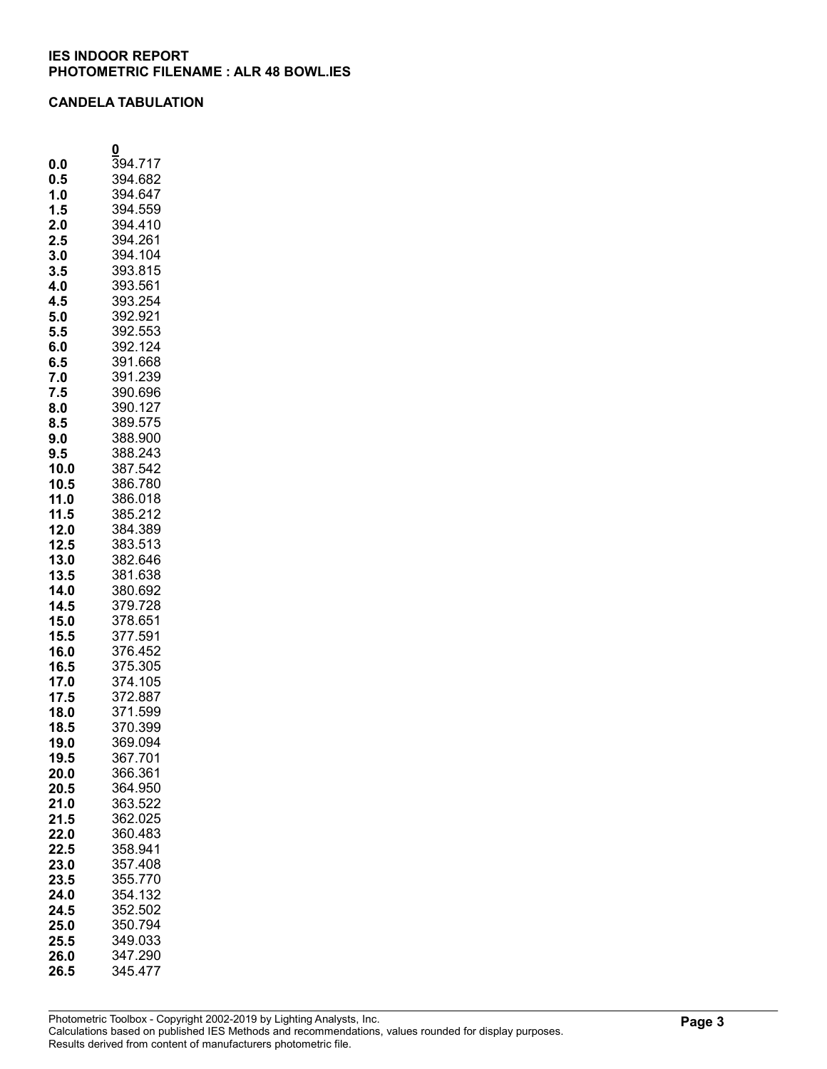**IES INDOOR REPORT**
**PHOTOMETRIC FILENAME : ALR 48 BOWL.IES**

**CANDELA TABULATION**

| | 0 |
|---|---|
| **0.0** | 394.717 |
| **0.5** | 394.682 |
| **1.0** | 394.647 |
| **1.5** | 394.559 |
| **2.0** | 394.410 |
| **2.5** | 394.261 |
| **3.0** | 394.104 |
| **3.5** | 393.815 |
| **4.0** | 393.561 |
| **4.5** | 393.254 |
| **5.0** | 392.921 |
| **5.5** | 392.553 |
| **6.0** | 392.124 |
| **6.5** | 391.668 |
| **7.0** | 391.239 |
| **7.5** | 390.696 |
| **8.0** | 390.127 |
| **8.5** | 389.575 |
| **9.0** | 388.900 |
| **9.5** | 388.243 |
| **10.0** | 387.542 |
| **10.5** | 386.780 |
| **11.0** | 386.018 |
| **11.5** | 385.212 |
| **12.0** | 384.389 |
| **12.5** | 383.513 |
| **13.0** | 382.646 |
| **13.5** | 381.638 |
| **14.0** | 380.692 |
| **14.5** | 379.728 |
| **15.0** | 378.651 |
| **15.5** | 377.591 |
| **16.0** | 376.452 |
| **16.5** | 375.305 |
| **17.0** | 374.105 |
| **17.5** | 372.887 |
| **18.0** | 371.599 |
| **18.5** | 370.399 |
| **19.0** | 369.094 |
| **19.5** | 367.701 |
| **20.0** | 366.361 |
| **20.5** | 364.950 |
| **21.0** | 363.522 |
| **21.5** | 362.025 |
| **22.0** | 360.483 |
| **22.5** | 358.941 |
| **23.0** | 357.408 |
| **23.5** | 355.770 |
| **24.0** | 354.132 |
| **24.5** | 352.502 |
| **25.0** | 350.794 |
| **25.5** | 349.033 |
| **26.0** | 347.290 |
| **26.5** | 345.477 |

Photometric Toolbox - Copyright 2002-2019 by Lighting Analysts, Inc.
Calculations based on published IES Methods and recommendations, values rounded for display purposes.
Results derived from content of manufacturers photometric file.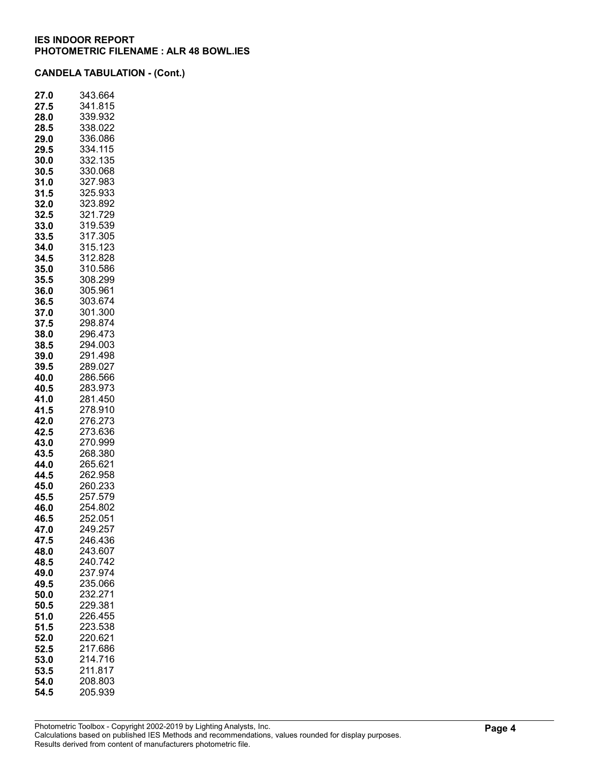**IES INDOOR REPORT**
**PHOTOMETRIC FILENAME : ALR 48 BOWL.IES**

**CANDELA TABULATION - (Cont.)**

| | |
|---|---|
| **27.0** | 343.664 |
| **27.5** | 341.815 |
| **28.0** | 339.932 |
| **28.5** | 338.022 |
| **29.0** | 336.086 |
| **29.5** | 334.115 |
| **30.0** | 332.135 |
| **30.5** | 330.068 |
| **31.0** | 327.983 |
| **31.5** | 325.933 |
| **32.0** | 323.892 |
| **32.5** | 321.729 |
| **33.0** | 319.539 |
| **33.5** | 317.305 |
| **34.0** | 315.123 |
| **34.5** | 312.828 |
| **35.0** | 310.586 |
| **35.5** | 308.299 |
| **36.0** | 305.961 |
| **36.5** | 303.674 |
| **37.0** | 301.300 |
| **37.5** | 298.874 |
| **38.0** | 296.473 |
| **38.5** | 294.003 |
| **39.0** | 291.498 |
| **39.5** | 289.027 |
| **40.0** | 286.566 |
| **40.5** | 283.973 |
| **41.0** | 281.450 |
| **41.5** | 278.910 |
| **42.0** | 276.273 |
| **42.5** | 273.636 |
| **43.0** | 270.999 |
| **43.5** | 268.380 |
| **44.0** | 265.621 |
| **44.5** | 262.958 |
| **45.0** | 260.233 |
| **45.5** | 257.579 |
| **46.0** | 254.802 |
| **46.5** | 252.051 |
| **47.0** | 249.257 |
| **47.5** | 246.436 |
| **48.0** | 243.607 |
| **48.5** | 240.742 |
| **49.0** | 237.974 |
| **49.5** | 235.066 |
| **50.0** | 232.271 |
| **50.5** | 229.381 |
| **51.0** | 226.455 |
| **51.5** | 223.538 |
| **52.0** | 220.621 |
| **52.5** | 217.686 |
| **53.0** | 214.716 |
| **53.5** | 211.817 |
| **54.0** | 208.803 |
| **54.5** | 205.939 |

Photometric Toolbox - Copyright 2002-2019 by Lighting Analysts, Inc.
Calculations based on published IES Methods and recommendations, values rounded for display purposes.
Results derived from content of manufacturers photometric file.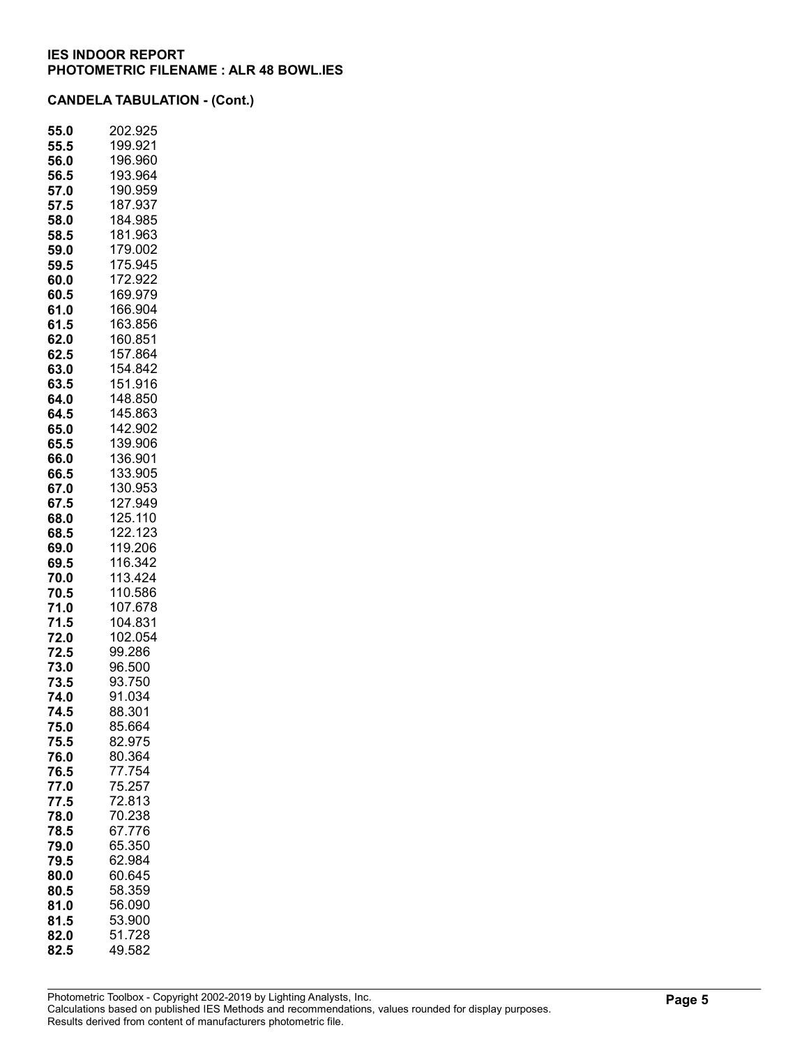**IES INDOOR REPORT**
**PHOTOMETRIC FILENAME : ALR 48 BOWL.IES**

**CANDELA TABULATION - (Cont.)**

| | |
|---|---|
| **55.0** | 202.925 |
| **55.5** | 199.921 |
| **56.0** | 196.960 |
| **56.5** | 193.964 |
| **57.0** | 190.959 |
| **57.5** | 187.937 |
| **58.0** | 184.985 |
| **58.5** | 181.963 |
| **59.0** | 179.002 |
| **59.5** | 175.945 |
| **60.0** | 172.922 |
| **60.5** | 169.979 |
| **61.0** | 166.904 |
| **61.5** | 163.856 |
| **62.0** | 160.851 |
| **62.5** | 157.864 |
| **63.0** | 154.842 |
| **63.5** | 151.916 |
| **64.0** | 148.850 |
| **64.5** | 145.863 |
| **65.0** | 142.902 |
| **65.5** | 139.906 |
| **66.0** | 136.901 |
| **66.5** | 133.905 |
| **67.0** | 130.953 |
| **67.5** | 127.949 |
| **68.0** | 125.110 |
| **68.5** | 122.123 |
| **69.0** | 119.206 |
| **69.5** | 116.342 |
| **70.0** | 113.424 |
| **70.5** | 110.586 |
| **71.0** | 107.678 |
| **71.5** | 104.831 |
| **72.0** | 102.054 |
| **72.5** | 99.286 |
| **73.0** | 96.500 |
| **73.5** | 93.750 |
| **74.0** | 91.034 |
| **74.5** | 88.301 |
| **75.0** | 85.664 |
| **75.5** | 82.975 |
| **76.0** | 80.364 |
| **76.5** | 77.754 |
| **77.0** | 75.257 |
| **77.5** | 72.813 |
| **78.0** | 70.238 |
| **78.5** | 67.776 |
| **79.0** | 65.350 |
| **79.5** | 62.984 |
| **80.0** | 60.645 |
| **80.5** | 58.359 |
| **81.0** | 56.090 |
| **81.5** | 53.900 |
| **82.0** | 51.728 |
| **82.5** | 49.582 |

Photometric Toolbox - Copyright 2002-2019 by Lighting Analysts, Inc.
Calculations based on published IES Methods and recommendations, values rounded for display purposes.
Results derived from content of manufacturers photometric file.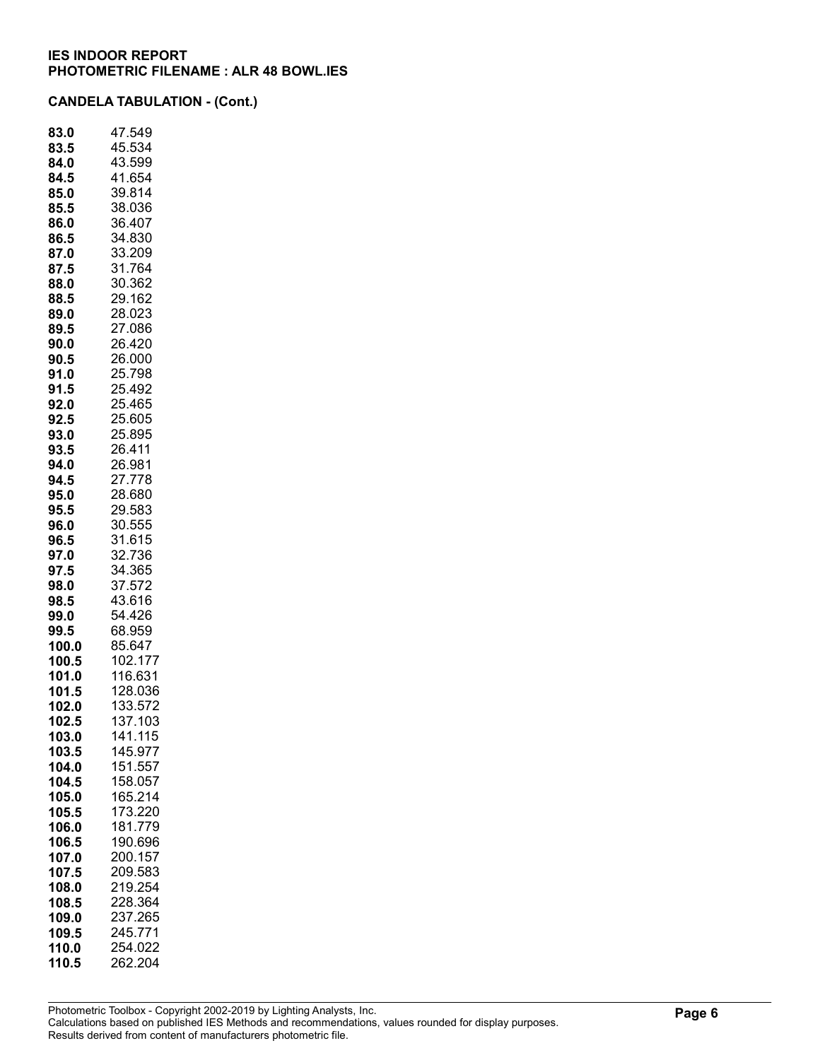**IES INDOOR REPORT**
**PHOTOMETRIC FILENAME : ALR 48 BOWL.IES**

**CANDELA TABULATION - (Cont.)**

| | |
|---|---|
| **83.0** | 47.549 |
| **83.5** | 45.534 |
| **84.0** | 43.599 |
| **84.5** | 41.654 |
| **85.0** | 39.814 |
| **85.5** | 38.036 |
| **86.0** | 36.407 |
| **86.5** | 34.830 |
| **87.0** | 33.209 |
| **87.5** | 31.764 |
| **88.0** | 30.362 |
| **88.5** | 29.162 |
| **89.0** | 28.023 |
| **89.5** | 27.086 |
| **90.0** | 26.420 |
| **90.5** | 26.000 |
| **91.0** | 25.798 |
| **91.5** | 25.492 |
| **92.0** | 25.465 |
| **92.5** | 25.605 |
| **93.0** | 25.895 |
| **93.5** | 26.411 |
| **94.0** | 26.981 |
| **94.5** | 27.778 |
| **95.0** | 28.680 |
| **95.5** | 29.583 |
| **96.0** | 30.555 |
| **96.5** | 31.615 |
| **97.0** | 32.736 |
| **97.5** | 34.365 |
| **98.0** | 37.572 |
| **98.5** | 43.616 |
| **99.0** | 54.426 |
| **99.5** | 68.959 |
| **100.0** | 85.647 |
| **100.5** | 102.177 |
| **101.0** | 116.631 |
| **101.5** | 128.036 |
| **102.0** | 133.572 |
| **102.5** | 137.103 |
| **103.0** | 141.115 |
| **103.5** | 145.977 |
| **104.0** | 151.557 |
| **104.5** | 158.057 |
| **105.0** | 165.214 |
| **105.5** | 173.220 |
| **106.0** | 181.779 |
| **106.5** | 190.696 |
| **107.0** | 200.157 |
| **107.5** | 209.583 |
| **108.0** | 219.254 |
| **108.5** | 228.364 |
| **109.0** | 237.265 |
| **109.5** | 245.771 |
| **110.0** | 254.022 |
| **110.5** | 262.204 |

Photometric Toolbox - Copyright 2002-2019 by Lighting Analysts, Inc.
Calculations based on published IES Methods and recommendations, values rounded for display purposes.
Results derived from content of manufacturers photometric file.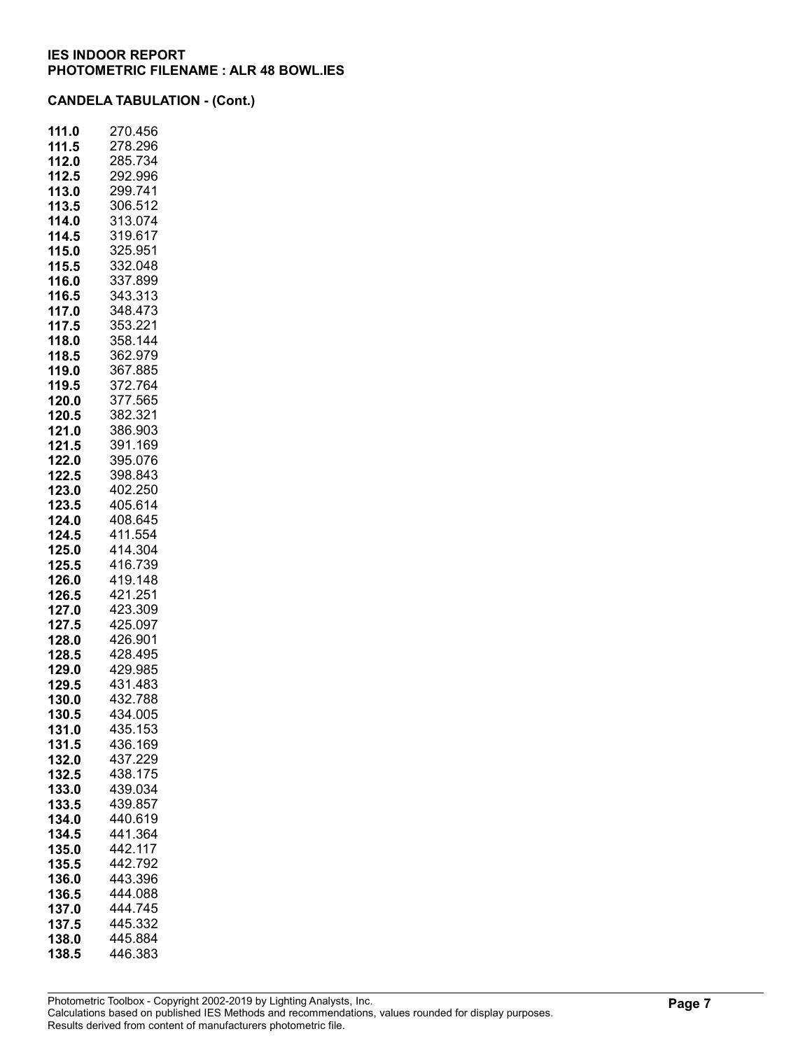**IES INDOOR REPORT**
**PHOTOMETRIC FILENAME : ALR 48 BOWL.IES**

**CANDELA TABULATION - (Cont.)**

| | |
|---|---|
| **111.0** | 270.456 |
| **111.5** | 278.296 |
| **112.0** | 285.734 |
| **112.5** | 292.996 |
| **113.0** | 299.741 |
| **113.5** | 306.512 |
| **114.0** | 313.074 |
| **114.5** | 319.617 |
| **115.0** | 325.951 |
| **115.5** | 332.048 |
| **116.0** | 337.899 |
| **116.5** | 343.313 |
| **117.0** | 348.473 |
| **117.5** | 353.221 |
| **118.0** | 358.144 |
| **118.5** | 362.979 |
| **119.0** | 367.885 |
| **119.5** | 372.764 |
| **120.0** | 377.565 |
| **120.5** | 382.321 |
| **121.0** | 386.903 |
| **121.5** | 391.169 |
| **122.0** | 395.076 |
| **122.5** | 398.843 |
| **123.0** | 402.250 |
| **123.5** | 405.614 |
| **124.0** | 408.645 |
| **124.5** | 411.554 |
| **125.0** | 414.304 |
| **125.5** | 416.739 |
| **126.0** | 419.148 |
| **126.5** | 421.251 |
| **127.0** | 423.309 |
| **127.5** | 425.097 |
| **128.0** | 426.901 |
| **128.5** | 428.495 |
| **129.0** | 429.985 |
| **129.5** | 431.483 |
| **130.0** | 432.788 |
| **130.5** | 434.005 |
| **131.0** | 435.153 |
| **131.5** | 436.169 |
| **132.0** | 437.229 |
| **132.5** | 438.175 |
| **133.0** | 439.034 |
| **133.5** | 439.857 |
| **134.0** | 440.619 |
| **134.5** | 441.364 |
| **135.0** | 442.117 |
| **135.5** | 442.792 |
| **136.0** | 443.396 |
| **136.5** | 444.088 |
| **137.0** | 444.745 |
| **137.5** | 445.332 |
| **138.0** | 445.884 |
| **138.5** | 446.383 |

Photometric Toolbox - Copyright 2002-2019 by Lighting Analysts, Inc.
Calculations based on published IES Methods and recommendations, values rounded for display purposes.
Results derived from content of manufacturers photometric file.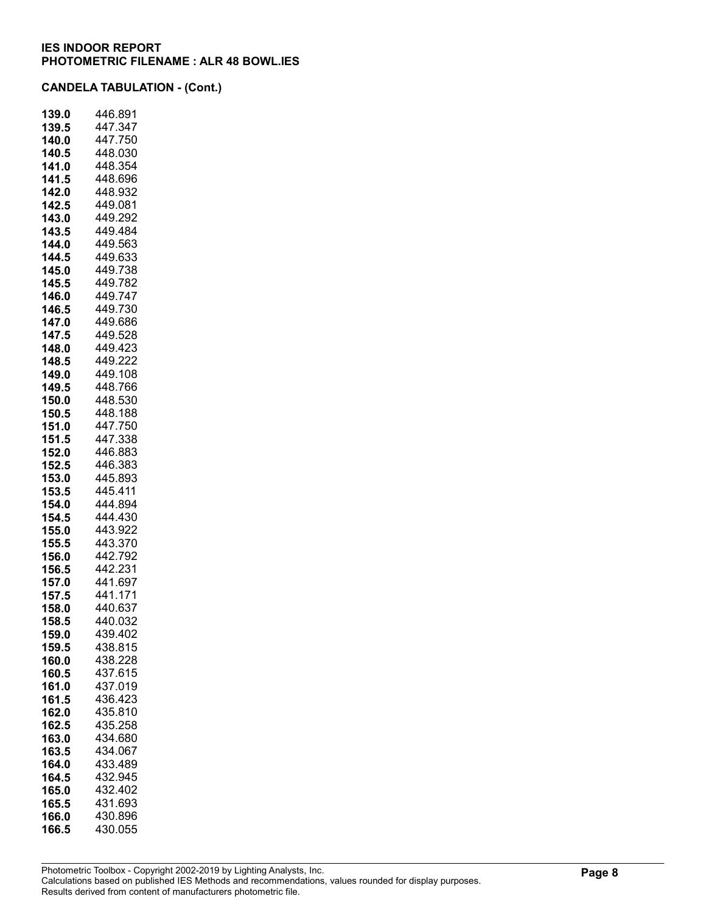**IES INDOOR REPORT**
**PHOTOMETRIC FILENAME : ALR 48 BOWL.IES**

**CANDELA TABULATION - (Cont.)**

| | |
|---|---|
| **139.0** | 446.891 |
| **139.5** | 447.347 |
| **140.0** | 447.750 |
| **140.5** | 448.030 |
| **141.0** | 448.354 |
| **141.5** | 448.696 |
| **142.0** | 448.932 |
| **142.5** | 449.081 |
| **143.0** | 449.292 |
| **143.5** | 449.484 |
| **144.0** | 449.563 |
| **144.5** | 449.633 |
| **145.0** | 449.738 |
| **145.5** | 449.782 |
| **146.0** | 449.747 |
| **146.5** | 449.730 |
| **147.0** | 449.686 |
| **147.5** | 449.528 |
| **148.0** | 449.423 |
| **148.5** | 449.222 |
| **149.0** | 449.108 |
| **149.5** | 448.766 |
| **150.0** | 448.530 |
| **150.5** | 448.188 |
| **151.0** | 447.750 |
| **151.5** | 447.338 |
| **152.0** | 446.883 |
| **152.5** | 446.383 |
| **153.0** | 445.893 |
| **153.5** | 445.411 |
| **154.0** | 444.894 |
| **154.5** | 444.430 |
| **155.0** | 443.922 |
| **155.5** | 443.370 |
| **156.0** | 442.792 |
| **156.5** | 442.231 |
| **157.0** | 441.697 |
| **157.5** | 441.171 |
| **158.0** | 440.637 |
| **158.5** | 440.032 |
| **159.0** | 439.402 |
| **159.5** | 438.815 |
| **160.0** | 438.228 |
| **160.5** | 437.615 |
| **161.0** | 437.019 |
| **161.5** | 436.423 |
| **162.0** | 435.810 |
| **162.5** | 435.258 |
| **163.0** | 434.680 |
| **163.5** | 434.067 |
| **164.0** | 433.489 |
| **164.5** | 432.945 |
| **165.0** | 432.402 |
| **165.5** | 431.693 |
| **166.0** | 430.896 |
| **166.5** | 430.055 |

Photometric Toolbox - Copyright 2002-2019 by Lighting Analysts, Inc.
Calculations based on published IES Methods and recommendations, values rounded for display purposes.
Results derived from content of manufacturers photometric file.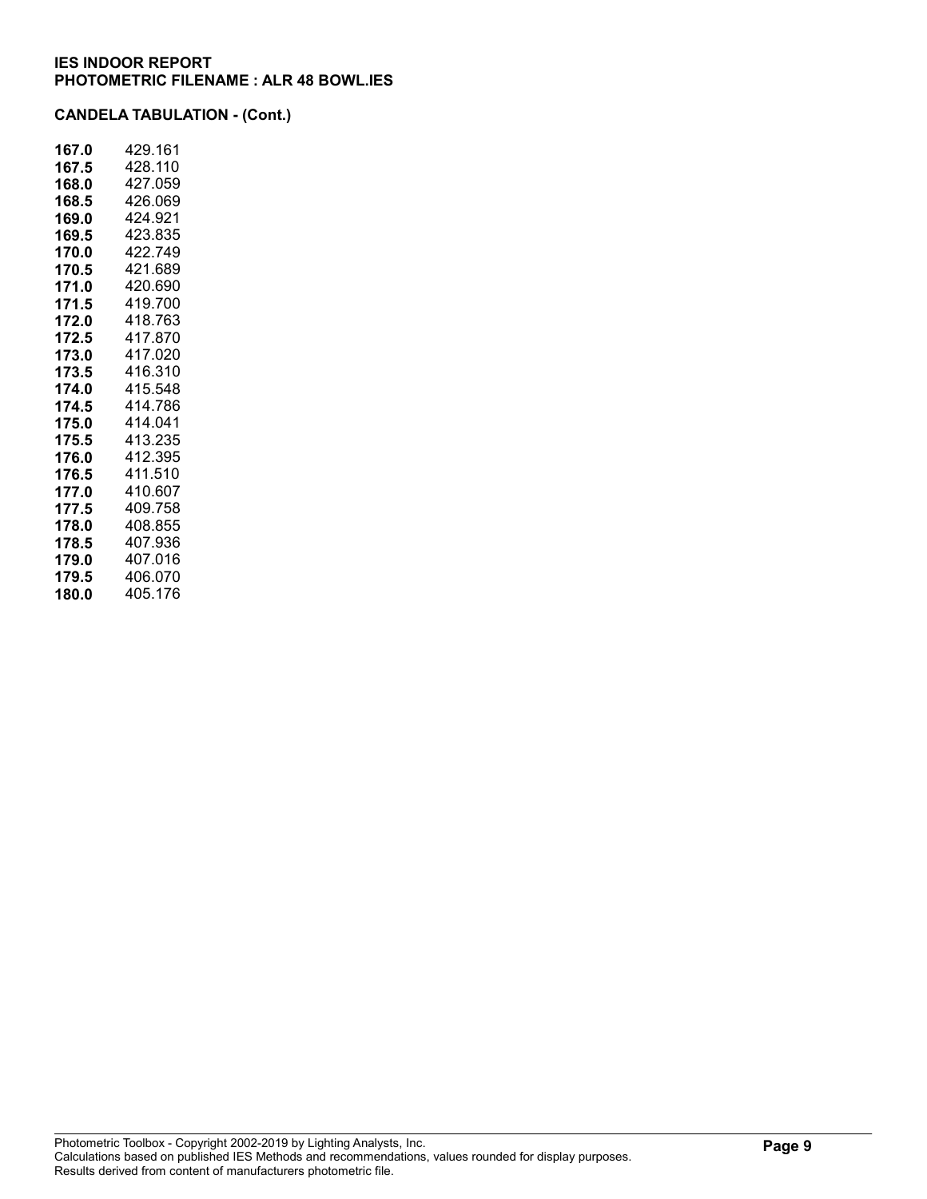**IES INDOOR REPORT**
**PHOTOMETRIC FILENAME : ALR 48 BOWL.IES**

**CANDELA TABULATION - (Cont.)**

| | |
|---|---|
| **167.0** | 429.161 |
| **167.5** | 428.110 |
| **168.0** | 427.059 |
| **168.5** | 426.069 |
| **169.0** | 424.921 |
| **169.5** | 423.835 |
| **170.0** | 422.749 |
| **170.5** | 421.689 |
| **171.0** | 420.690 |
| **171.5** | 419.700 |
| **172.0** | 418.763 |
| **172.5** | 417.870 |
| **173.0** | 417.020 |
| **173.5** | 416.310 |
| **174.0** | 415.548 |
| **174.5** | 414.786 |
| **175.0** | 414.041 |
| **175.5** | 413.235 |
| **176.0** | 412.395 |
| **176.5** | 411.510 |
| **177.0** | 410.607 |
| **177.5** | 409.758 |
| **178.0** | 408.855 |
| **178.5** | 407.936 |
| **179.0** | 407.016 |
| **179.5** | 406.070 |
| **180.0** | 405.176 |

Photometric Toolbox - Copyright 2002-2019 by Lighting Analysts, Inc.
Calculations based on published IES Methods and recommendations, values rounded for display purposes.
Results derived from content of manufacturers photometric file.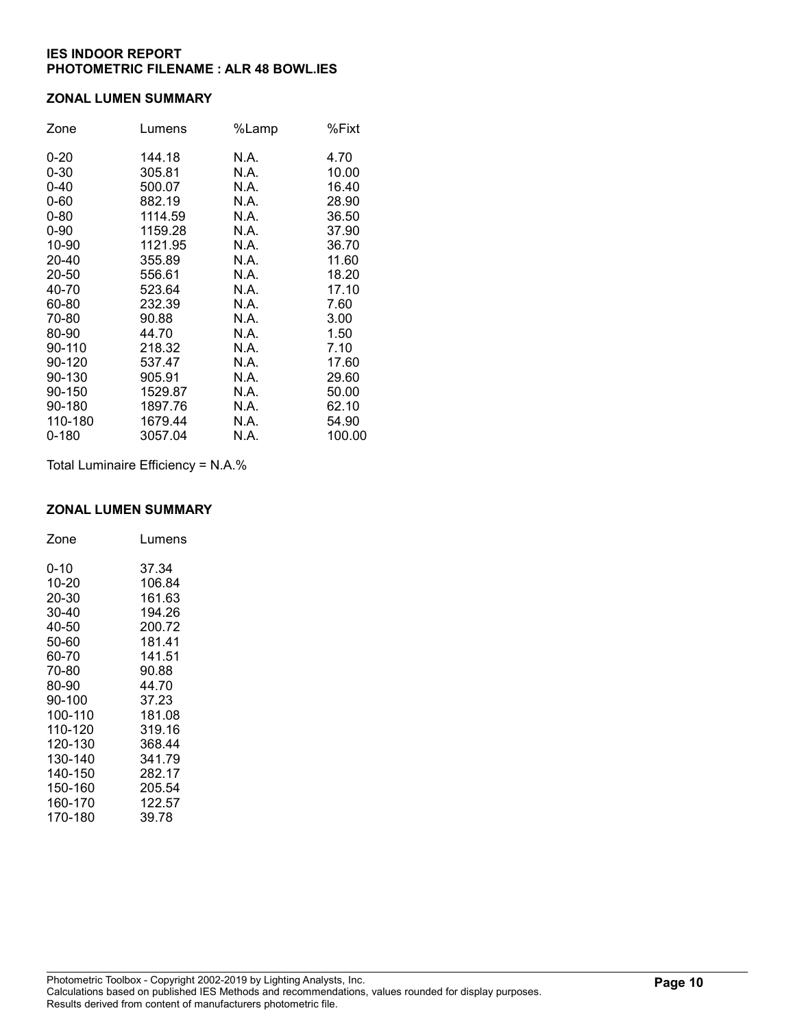**IES INDOOR REPORT**
**PHOTOMETRIC FILENAME : ALR 48 BOWL.IES**

## ZONAL LUMEN SUMMARY

| Zone | Lumens | %Lamp | %Fixt |
|---|---|---|---|
| 0-20 | 144.18 | N.A. | 4.70 |
| 0-30 | 305.81 | N.A. | 10.00 |
| 0-40 | 500.07 | N.A. | 16.40 |
| 0-60 | 882.19 | N.A. | 28.90 |
| 0-80 | 1114.59 | N.A. | 36.50 |
| 0-90 | 1159.28 | N.A. | 37.90 |
| 10-90 | 1121.95 | N.A. | 36.70 |
| 20-40 | 355.89 | N.A. | 11.60 |
| 20-50 | 556.61 | N.A. | 18.20 |
| 40-70 | 523.64 | N.A. | 17.10 |
| 60-80 | 232.39 | N.A. | 7.60 |
| 70-80 | 90.88 | N.A. | 3.00 |
| 80-90 | 44.70 | N.A. | 1.50 |
| 90-110 | 218.32 | N.A. | 7.10 |
| 90-120 | 537.47 | N.A. | 17.60 |
| 90-130 | 905.91 | N.A. | 29.60 |
| 90-150 | 1529.87 | N.A. | 50.00 |
| 90-180 | 1897.76 | N.A. | 62.10 |
| 110-180 | 1679.44 | N.A. | 54.90 |
| 0-180 | 3057.04 | N.A. | 100.00 |

Total Luminaire Efficiency = N.A.%

## ZONAL LUMEN SUMMARY

| Zone | Lumens |
|---|---|
| 0-10 | 37.34 |
| 10-20 | 106.84 |
| 20-30 | 161.63 |
| 30-40 | 194.26 |
| 40-50 | 200.72 |
| 50-60 | 181.41 |
| 60-70 | 141.51 |
| 70-80 | 90.88 |
| 80-90 | 44.70 |
| 90-100 | 37.23 |
| 100-110 | 181.08 |
| 110-120 | 319.16 |
| 120-130 | 368.44 |
| 130-140 | 341.79 |
| 140-150 | 282.17 |
| 150-160 | 205.54 |
| 160-170 | 122.57 |
| 170-180 | 39.78 |

Photometric Toolbox - Copyright 2002-2019 by Lighting Analysts, Inc.
Calculations based on published IES Methods and recommendations, values rounded for display purposes.
Results derived from content of manufacturers photometric file.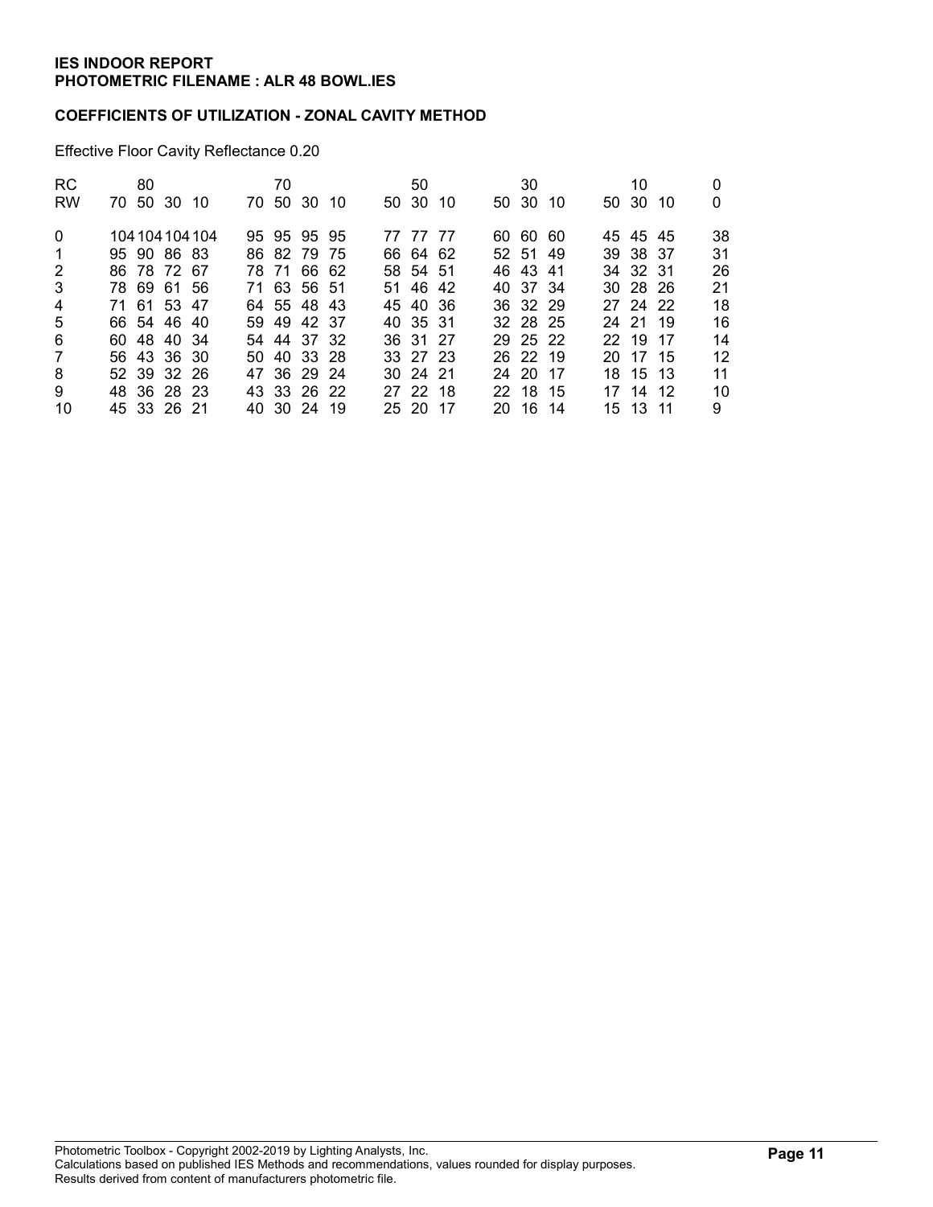**IES INDOOR REPORT**
**PHOTOMETRIC FILENAME : ALR 48 BOWL.IES**

**COEFFICIENTS OF UTILIZATION - ZONAL CAVITY METHOD**

Effective Floor Cavity Reflectance 0.20

| RC | 80 | | | | 70 | | | | 50 | | | 30 | | | 10 | | | 0 |
|---|---|---|---|---|---|---|---|---|---|---|---|---|---|---|---|---|---|---|
| RW | 70 | 50 | 30 | 10 | 70 | 50 | 30 | 10 | 50 | 30 | 10 | 50 | 30 | 10 | 50 | 30 | 10 | 0 |
| 0 | 104 | 104 | 104 | 104 | 95 | 95 | 95 | 95 | 77 | 77 | 77 | 60 | 60 | 60 | 45 | 45 | 45 | 38 |
| 1 | 95 | 90 | 86 | 83 | 86 | 82 | 79 | 75 | 66 | 64 | 62 | 52 | 51 | 49 | 39 | 38 | 37 | 31 |
| 2 | 86 | 78 | 72 | 67 | 78 | 71 | 66 | 62 | 58 | 54 | 51 | 46 | 43 | 41 | 34 | 32 | 31 | 26 |
| 3 | 78 | 69 | 61 | 56 | 71 | 63 | 56 | 51 | 51 | 46 | 42 | 40 | 37 | 34 | 30 | 28 | 26 | 21 |
| 4 | 71 | 61 | 53 | 47 | 64 | 55 | 48 | 43 | 45 | 40 | 36 | 36 | 32 | 29 | 27 | 24 | 22 | 18 |
| 5 | 66 | 54 | 46 | 40 | 59 | 49 | 42 | 37 | 40 | 35 | 31 | 32 | 28 | 25 | 24 | 21 | 19 | 16 |
| 6 | 60 | 48 | 40 | 34 | 54 | 44 | 37 | 32 | 36 | 31 | 27 | 29 | 25 | 22 | 22 | 19 | 17 | 14 |
| 7 | 56 | 43 | 36 | 30 | 50 | 40 | 33 | 28 | 33 | 27 | 23 | 26 | 22 | 19 | 20 | 17 | 15 | 12 |
| 8 | 52 | 39 | 32 | 26 | 47 | 36 | 29 | 24 | 30 | 24 | 21 | 24 | 20 | 17 | 18 | 15 | 13 | 11 |
| 9 | 48 | 36 | 28 | 23 | 43 | 33 | 26 | 22 | 27 | 22 | 18 | 22 | 18 | 15 | 17 | 14 | 12 | 10 |
| 10 | 45 | 33 | 26 | 21 | 40 | 30 | 24 | 19 | 25 | 20 | 17 | 20 | 16 | 14 | 15 | 13 | 11 | 9 |

Photometric Toolbox - Copyright 2002-2019 by Lighting Analysts, Inc.
Calculations based on published IES Methods and recommendations, values rounded for display purposes.
Results derived from content of manufacturers photometric file.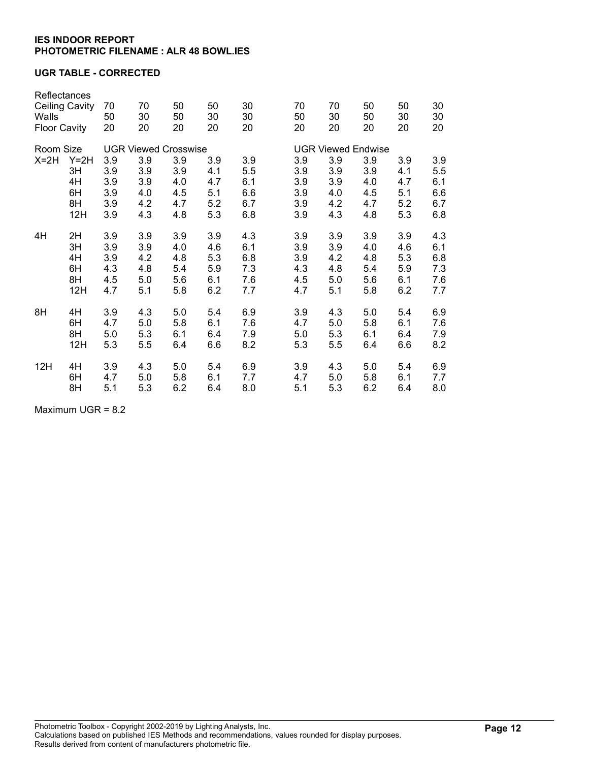**IES INDOOR REPORT**
**PHOTOMETRIC FILENAME : ALR 48 BOWL.IES**

**UGR TABLE - CORRECTED**

| Reflectances | | | | | | | | | | | |
|---|---|---|---|---|---|---|---|---|---|---|---|
| Ceiling Cavity | | 70 | 70 | 50 | 50 | 30 | 70 | 70 | 50 | 50 | 30 |
| Walls | | 50 | 30 | 50 | 30 | 30 | 50 | 30 | 50 | 30 | 30 |
| Floor Cavity | | 20 | 20 | 20 | 20 | 20 | 20 | 20 | 20 | 20 | 20 |
| Room Size | | UGR Viewed Crosswise | | | | | UGR Viewed Endwise | | | | |
| X=2H | Y=2H | 3.9 | 3.9 | 3.9 | 3.9 | 3.9 | 3.9 | 3.9 | 3.9 | 3.9 | 3.9 |
| | 3H | 3.9 | 3.9 | 3.9 | 4.1 | 5.5 | 3.9 | 3.9 | 3.9 | 4.1 | 5.5 |
| | 4H | 3.9 | 3.9 | 4.0 | 4.7 | 6.1 | 3.9 | 3.9 | 4.0 | 4.7 | 6.1 |
| | 6H | 3.9 | 4.0 | 4.5 | 5.1 | 6.6 | 3.9 | 4.0 | 4.5 | 5.1 | 6.6 |
| | 8H | 3.9 | 4.2 | 4.7 | 5.2 | 6.7 | 3.9 | 4.2 | 4.7 | 5.2 | 6.7 |
| | 12H | 3.9 | 4.3 | 4.8 | 5.3 | 6.8 | 3.9 | 4.3 | 4.8 | 5.3 | 6.8 |
| 4H | 2H | 3.9 | 3.9 | 3.9 | 3.9 | 4.3 | 3.9 | 3.9 | 3.9 | 3.9 | 4.3 |
| | 3H | 3.9 | 3.9 | 4.0 | 4.6 | 6.1 | 3.9 | 3.9 | 4.0 | 4.6 | 6.1 |
| | 4H | 3.9 | 4.2 | 4.8 | 5.3 | 6.8 | 3.9 | 4.2 | 4.8 | 5.3 | 6.8 |
| | 6H | 4.3 | 4.8 | 5.4 | 5.9 | 7.3 | 4.3 | 4.8 | 5.4 | 5.9 | 7.3 |
| | 8H | 4.5 | 5.0 | 5.6 | 6.1 | 7.6 | 4.5 | 5.0 | 5.6 | 6.1 | 7.6 |
| | 12H | 4.7 | 5.1 | 5.8 | 6.2 | 7.7 | 4.7 | 5.1 | 5.8 | 6.2 | 7.7 |
| 8H | 4H | 3.9 | 4.3 | 5.0 | 5.4 | 6.9 | 3.9 | 4.3 | 5.0 | 5.4 | 6.9 |
| | 6H | 4.7 | 5.0 | 5.8 | 6.1 | 7.6 | 4.7 | 5.0 | 5.8 | 6.1 | 7.6 |
| | 8H | 5.0 | 5.3 | 6.1 | 6.4 | 7.9 | 5.0 | 5.3 | 6.1 | 6.4 | 7.9 |
| | 12H | 5.3 | 5.5 | 6.4 | 6.6 | 8.2 | 5.3 | 5.5 | 6.4 | 6.6 | 8.2 |
| 12H | 4H | 3.9 | 4.3 | 5.0 | 5.4 | 6.9 | 3.9 | 4.3 | 5.0 | 5.4 | 6.9 |
| | 6H | 4.7 | 5.0 | 5.8 | 6.1 | 7.7 | 4.7 | 5.0 | 5.8 | 6.1 | 7.7 |
| | 8H | 5.1 | 5.3 | 6.2 | 6.4 | 8.0 | 5.1 | 5.3 | 6.2 | 6.4 | 8.0 |

Maximum UGR = 8.2

Photometric Toolbox - Copyright 2002-2019 by Lighting Analysts, Inc.
Calculations based on published IES Methods and recommendations, values rounded for display purposes.
Results derived from content of manufacturers photometric file.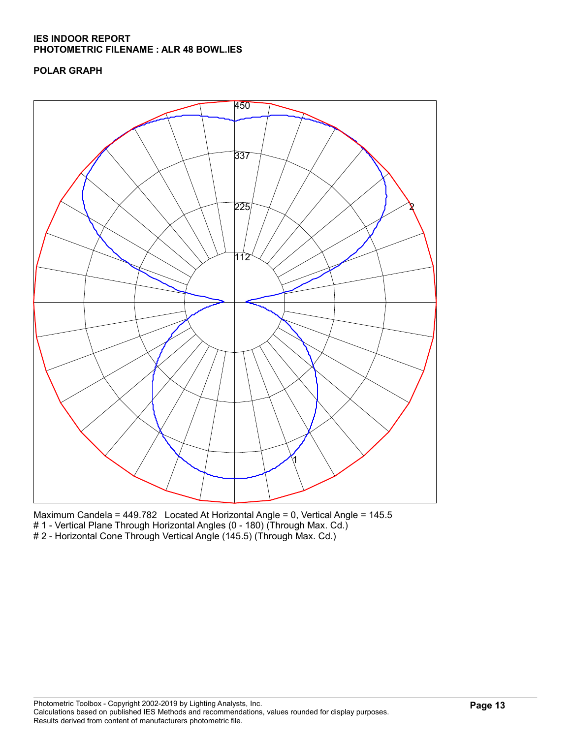**IES INDOOR REPORT**
**PHOTOMETRIC FILENAME : ALR 48 BOWL.IES**

**POLAR GRAPH**

450
337
225
112
2
1

Maximum Candela = 449.782 Located At Horizontal Angle = 0, Vertical Angle = 145.5
# 1 - Vertical Plane Through Horizontal Angles (0 - 180) (Through Max. Cd.)
# 2 - Horizontal Cone Through Vertical Angle (145.5) (Through Max. Cd.)

Photometric Toolbox - Copyright 2002-2019 by Lighting Analysts, Inc.
Calculations based on published IES Methods and recommendations, values rounded for display purposes.
Results derived from content of manufacturers photometric file.